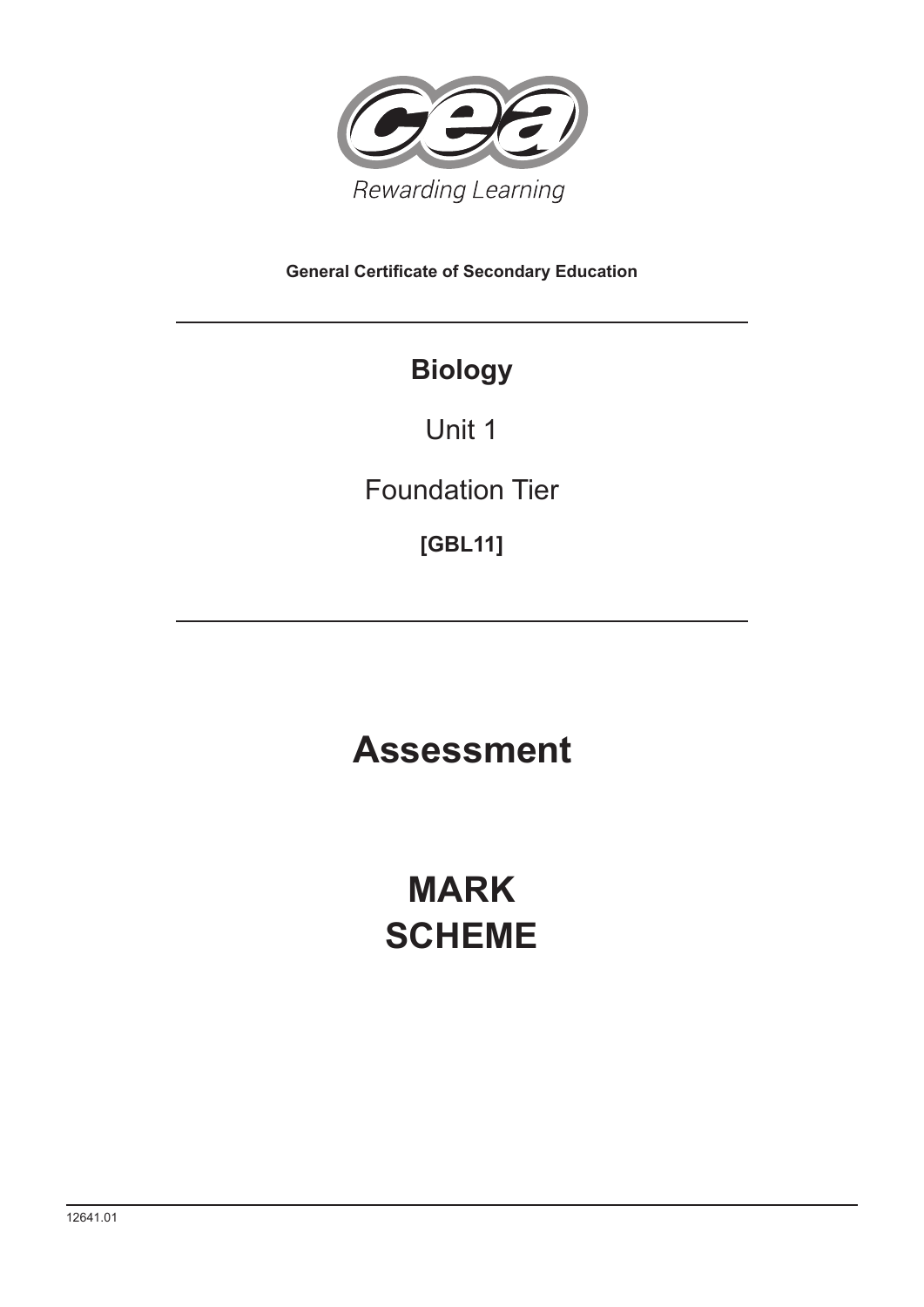Rewarding Learning

**General Certificate of Secondary Education**

# Biology

Unit 1

Foundation Tier

**[GBL11]**

# Assessment

# MARK SCHEME

12641.01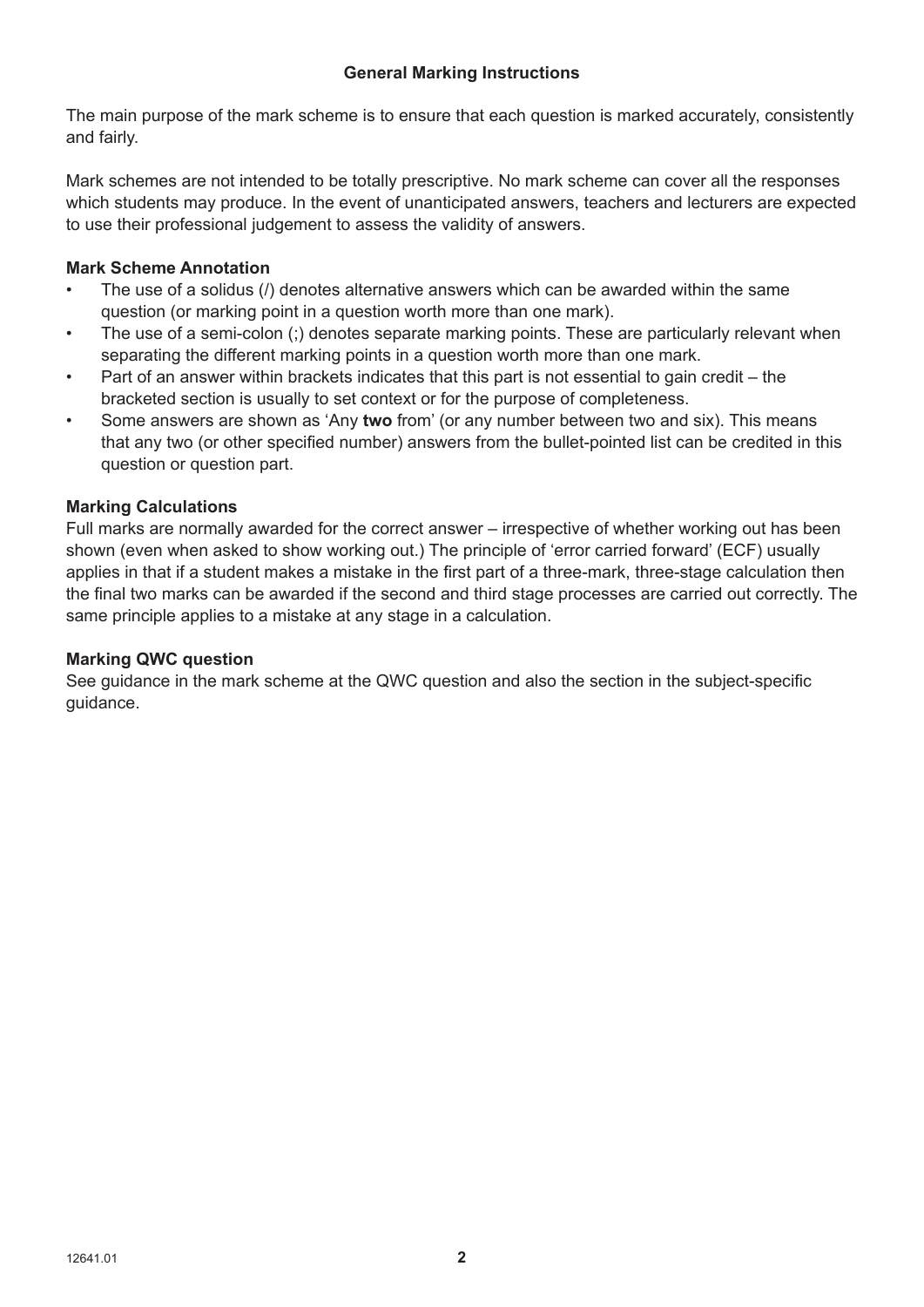## General Marking Instructions

The main purpose of the mark scheme is to ensure that each question is marked accurately, consistently and fairly.

Mark schemes are not intended to be totally prescriptive. No mark scheme can cover all the responses which students may produce. In the event of unanticipated answers, teachers and lecturers are expected to use their professional judgement to assess the validity of answers.

### Mark Scheme Annotation

- The use of a solidus (/) denotes alternative answers which can be awarded within the same question (or marking point in a question worth more than one mark).
- The use of a semi-colon (;) denotes separate marking points. These are particularly relevant when separating the different marking points in a question worth more than one mark.
- Part of an answer within brackets indicates that this part is not essential to gain credit – the bracketed section is usually to set context or for the purpose of completeness.
- Some answers are shown as 'Any **two** from' (or any number between two and six). This means that any two (or other specified number) answers from the bullet-pointed list can be credited in this question or question part.

### Marking Calculations

Full marks are normally awarded for the correct answer – irrespective of whether working out has been shown (even when asked to show working out.) The principle of 'error carried forward' (ECF) usually applies in that if a student makes a mistake in the first part of a three-mark, three-stage calculation then the final two marks can be awarded if the second and third stage processes are carried out correctly. The same principle applies to a mistake at any stage in a calculation.

### Marking QWC question

See guidance in the mark scheme at the QWC question and also the section in the subject-specific guidance.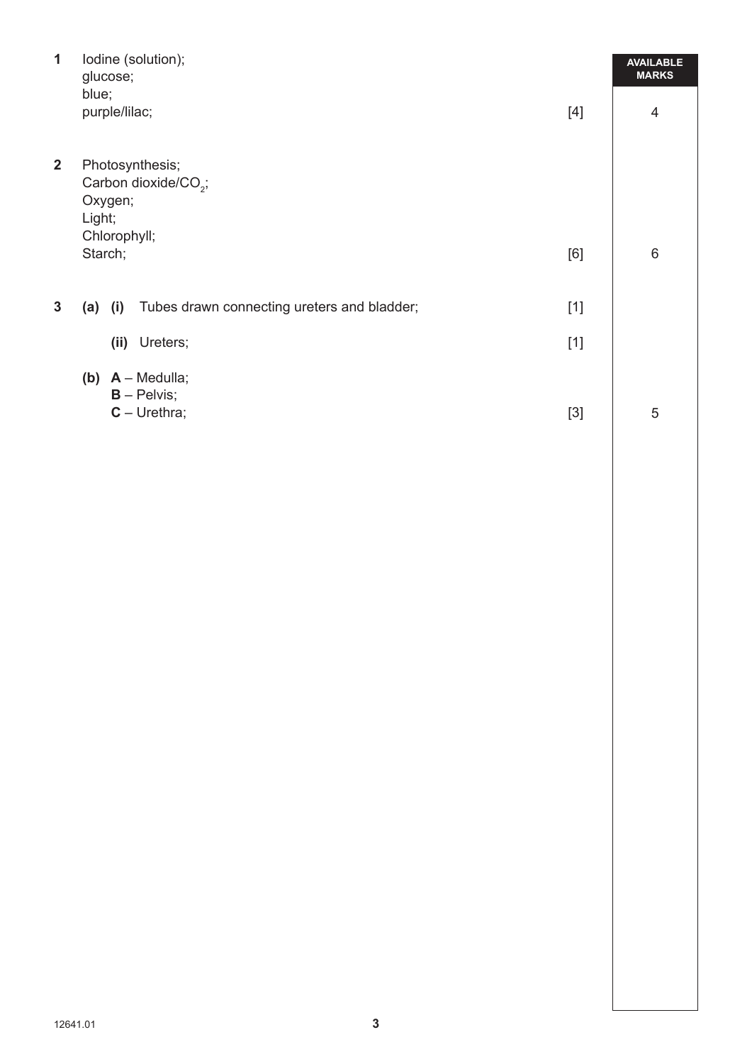| | | | AVAILABLE MARKS |
|---|---|---|---|
| **1** | Iodine (solution);<br>glucose;<br>blue;<br>purple/lilac; | [4] | 4 |
| **2** | Photosynthesis;<br>Carbon dioxide/$CO_2$;<br>Oxygen;<br>Light;<br>Chlorophyll;<br>Starch; | [6] | 6 |
| **3** | **(a)** **(i)** Tubes drawn connecting ureters and bladder; | [1] | |
| | **(ii)** Ureters; | [1] | |
| | **(b)** **A** – Medulla;<br>**B** – Pelvis;<br>**C** – Urethra; | [3] | 5 |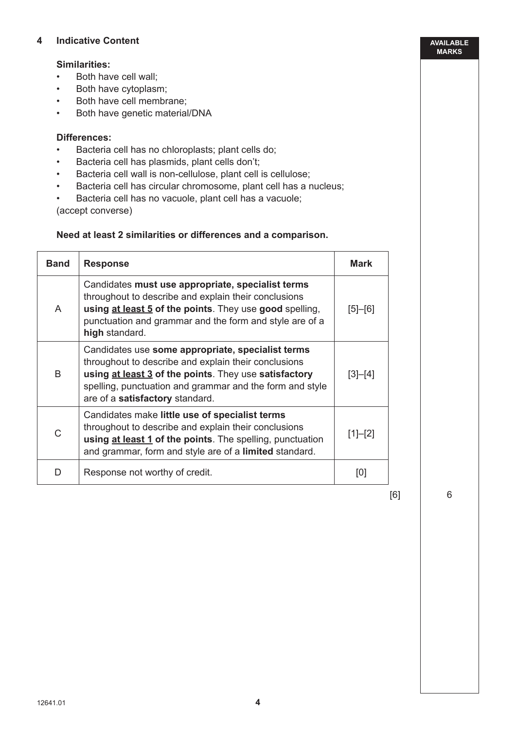**4 Indicative Content**

**Similarities:**

- Both have cell wall;
- Both have cytoplasm;
- Both have cell membrane;
- Both have genetic material/DNA

**Differences:**

- Bacteria cell has no chloroplasts; plant cells do;
- Bacteria cell has plasmids, plant cells don't;
- Bacteria cell wall is non-cellulose, plant cell is cellulose;
- Bacteria cell has circular chromosome, plant cell has a nucleus;
- Bacteria cell has no vacuole, plant cell has a vacuole;

(accept converse)

**Need at least 2 similarities or differences and a comparison.**

| Band | Response | Mark |
|---|---|---|
| A | Candidates **must use appropriate, specialist terms** throughout to describe and explain their conclusions **using at least 5 of the points**. They use **good** spelling, punctuation and grammar and the form and style are of a **high** standard. | [5]–[6] |
| B | Candidates use **some appropriate, specialist terms** throughout to describe and explain their conclusions **using at least 3 of the points**. They use **satisfactory** spelling, punctuation and grammar and the form and style are of a **satisfactory** standard. | [3]–[4] |
| C | Candidates make **little use of specialist terms** throughout to describe and explain their conclusions **using at least 1 of the points**. The spelling, punctuation and grammar, form and style are of a **limited** standard. | [1]–[2] |
| D | Response not worthy of credit. | [0] |

[6]

AVAILABLE MARKS: 6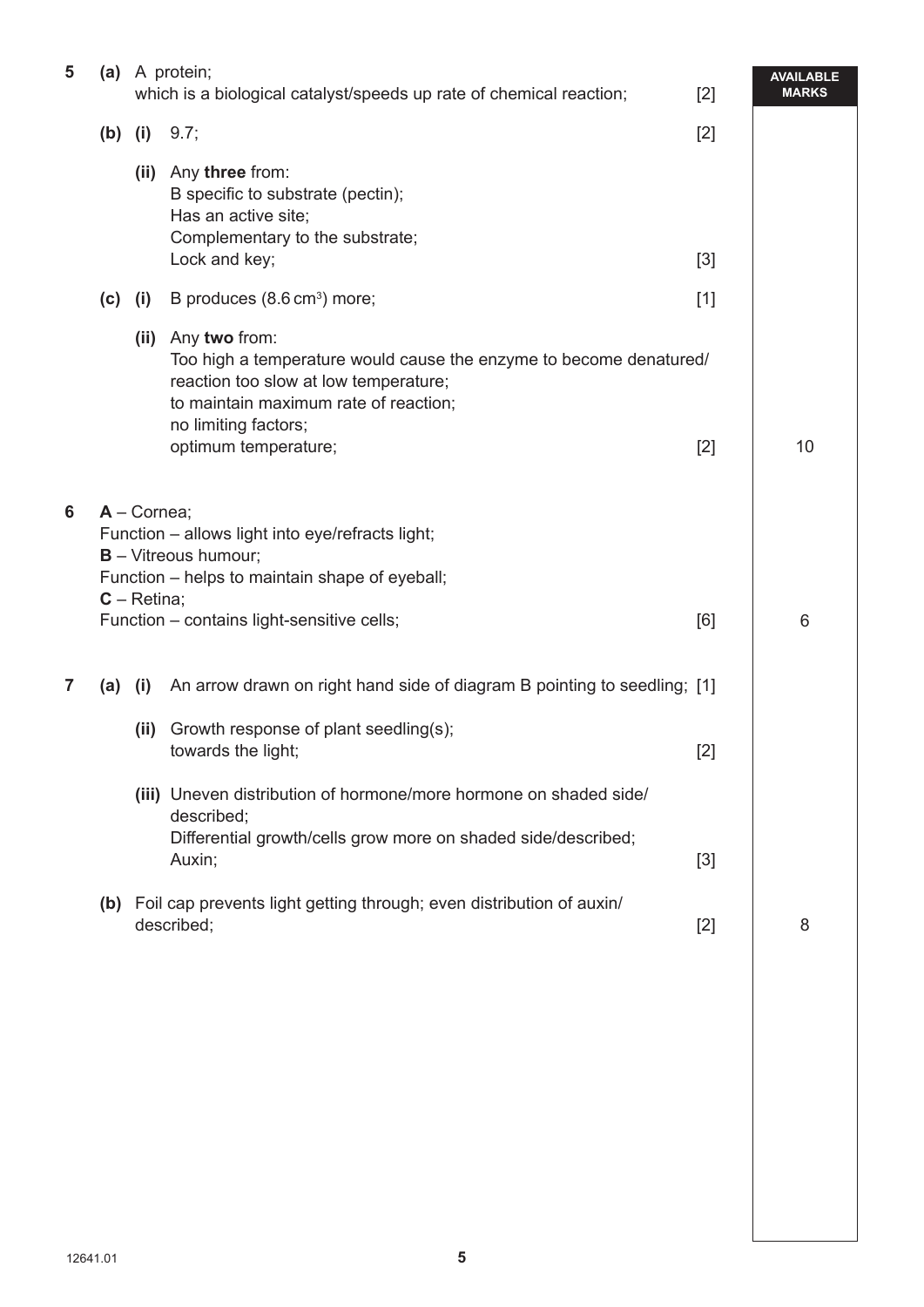| | | | | AVAILABLE MARKS |
|---|---|---|---|---|
| **5** | **(a)** | A protein; which is a biological catalyst/speeds up rate of chemical reaction; | [2] | |
| | **(b) (i)** | 9.7; | [2] | |
| | **(ii)** | Any **three** from: B specific to substrate (pectin); Has an active site; Complementary to the substrate; Lock and key; | [3] | |
| | **(c) (i)** | B produces (8.6 $cm^3$) more; | [1] | |
| | **(ii)** | Any **two** from: Too high a temperature would cause the enzyme to become denatured/ reaction too slow at low temperature; to maintain maximum rate of reaction; no limiting factors; optimum temperature; | [2] | 10 |
| **6** | | **A** – Cornea; Function – allows light into eye/refracts light; **B** – Vitreous humour; Function – helps to maintain shape of eyeball; **C** – Retina; Function – contains light-sensitive cells; | [6] | 6 |
| **7** | **(a) (i)** | An arrow drawn on right hand side of diagram B pointing to seedling; | [1] | |
| | **(ii)** | Growth response of plant seedling(s); towards the light; | [2] | |
| | **(iii)** | Uneven distribution of hormone/more hormone on shaded side/ described; Differential growth/cells grow more on shaded side/described; Auxin; | [3] | |
| | **(b)** | Foil cap prevents light getting through; even distribution of auxin/ described; | [2] | 8 |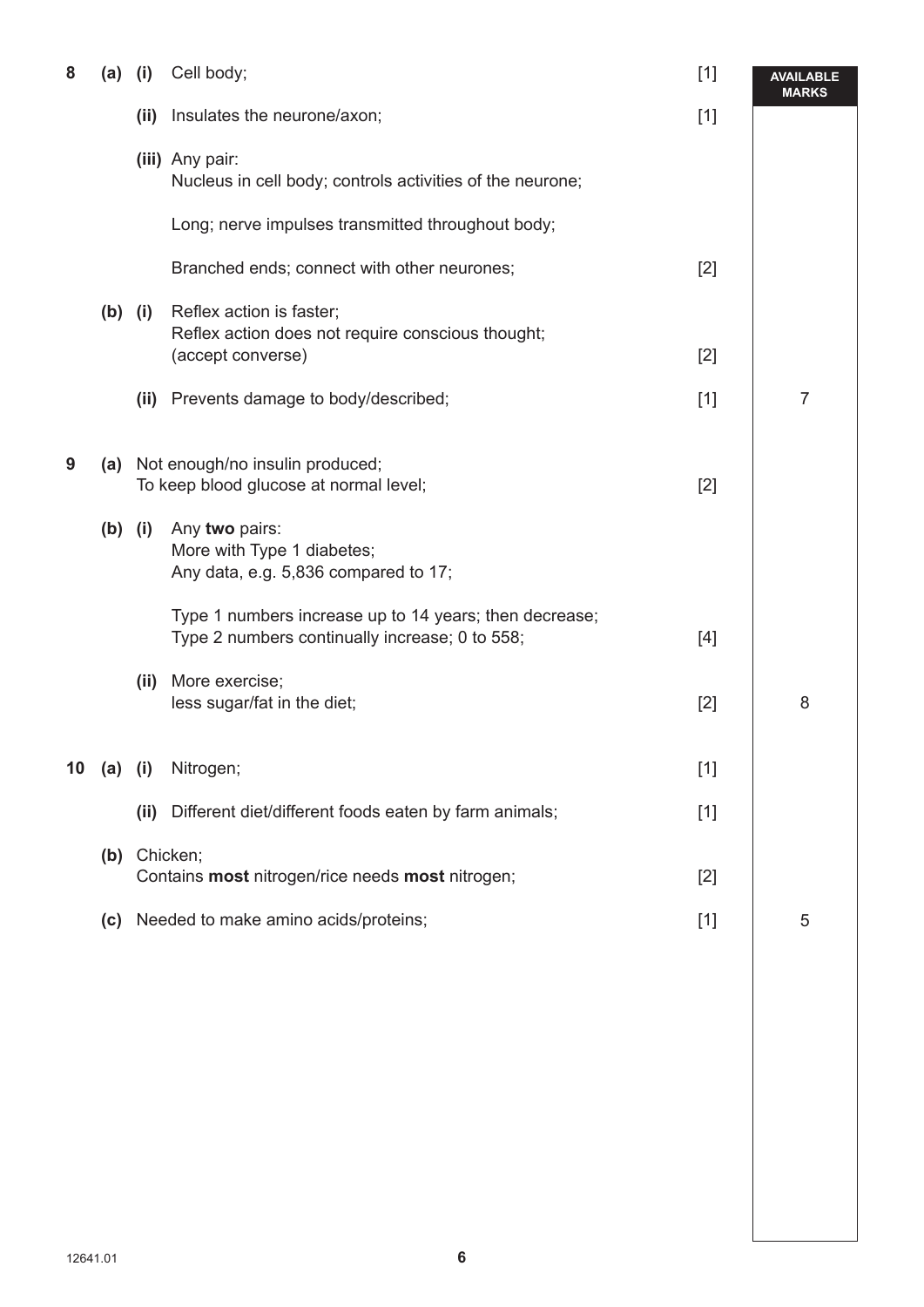| | | | | | AVAILABLE MARKS |
|---|---|---|---|---|---|
| 8 | (a) | (i) | Cell body; | [1] | |
| | | (ii) | Insulates the neurone/axon; | [1] | |
| | | (iii) | Any pair:<br>Nucleus in cell body; controls activities of the neurone;<br><br>Long; nerve impulses transmitted throughout body;<br><br>Branched ends; connect with other neurones; | [2] | |
| | (b) | (i) | Reflex action is faster;<br>Reflex action does not require conscious thought;<br>(accept converse) | [2] | |
| | | (ii) | Prevents damage to body/described; | [1] | 7 |
| 9 | (a) | | Not enough/no insulin produced;<br>To keep blood glucose at normal level; | [2] | |
| | (b) | (i) | Any **two** pairs:<br>More with Type 1 diabetes;<br>Any data, e.g. 5,836 compared to 17;<br><br>Type 1 numbers increase up to 14 years; then decrease;<br>Type 2 numbers continually increase; 0 to 558; | [4] | |
| | | (ii) | More exercise;<br>less sugar/fat in the diet; | [2] | 8 |
| 10 | (a) | (i) | Nitrogen; | [1] | |
| | | (ii) | Different diet/different foods eaten by farm animals; | [1] | |
| | (b) | | Chicken;<br>Contains **most** nitrogen/rice needs **most** nitrogen; | [2] | |
| | (c) | | Needed to make amino acids/proteins; | [1] | 5 |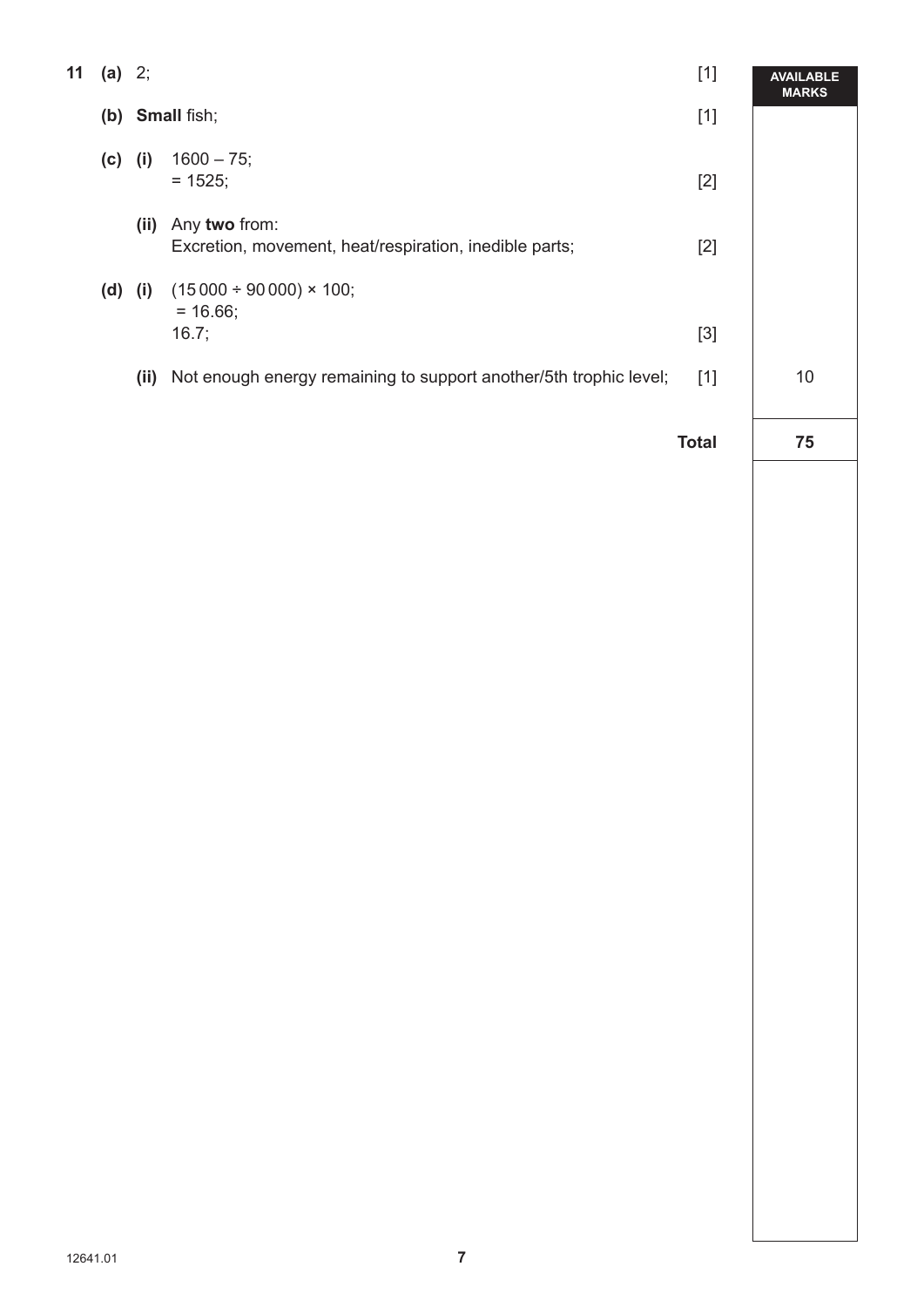| | | | | | AVAILABLE MARKS |
|---|---|---|---|---|---|
| 11 | (a) | | 2; | [1] | |
| | (b) | | **Small** fish; | [1] | |
| | (c) | (i) | 1600 – 75;<br>= 1525; | [2] | |
| | | (ii) | Any **two** from:<br>Excretion, movement, heat/respiration, inedible parts; | [2] | |
| | (d) | (i) | (15 000 ÷ 90 000) × 100;<br>= 16.66;<br>16.7; | [3] | |
| | | (ii) | Not enough energy remaining to support another/5th trophic level; | [1] | 10 |
| | | | | **Total** | **75** |